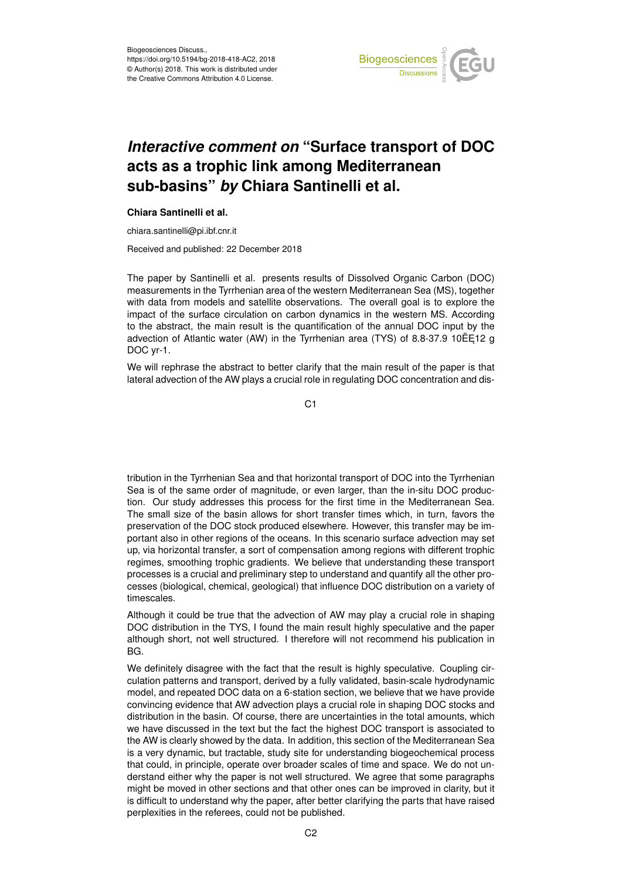Biogeosciences Discuss.,
https://doi.org/10.5194/bg-2018-418-AC2, 2018
© Author(s) 2018. This work is distributed under
the Creative Commons Attribution 4.0 License.

# *Interactive comment on* "Surface transport of DOC acts as a trophic link among Mediterranean sub-basins" *by* Chiara Santinelli et al.

**Chiara Santinelli et al.**

chiara.santinelli@pi.ibf.cnr.it

Received and published: 22 December 2018

The paper by Santinelli et al. presents results of Dissolved Organic Carbon (DOC) measurements in the Tyrrhenian area of the western Mediterranean Sea (MS), together with data from models and satellite observations. The overall goal is to explore the impact of the surface circulation on carbon dynamics in the western MS. According to the abstract, the main result is the quantification of the annual DOC input by the advection of Atlantic water (AW) in the Tyrrhenian area (TYS) of 8.8-37.9 10ËĘ12 g DOC yr-1.

We will rephrase the abstract to better clarify that the main result of the paper is that lateral advection of the AW plays a crucial role in regulating DOC concentration and distribution in the Tyrrhenian Sea and that horizontal transport of DOC into the Tyrrhenian Sea is of the same order of magnitude, or even larger, than the in-situ DOC production. Our study addresses this process for the first time in the Mediterranean Sea. The small size of the basin allows for short transfer times which, in turn, favors the preservation of the DOC stock produced elsewhere. However, this transfer may be important also in other regions of the oceans. In this scenario surface advection may set up, via horizontal transfer, a sort of compensation among regions with different trophic regimes, smoothing trophic gradients. We believe that understanding these transport processes is a crucial and preliminary step to understand and quantify all the other processes (biological, chemical, geological) that influence DOC distribution on a variety of timescales.

Although it could be true that the advection of AW may play a crucial role in shaping DOC distribution in the TYS, I found the main result highly speculative and the paper although short, not well structured. I therefore will not recommend his publication in BG.

We definitely disagree with the fact that the result is highly speculative. Coupling circulation patterns and transport, derived by a fully validated, basin-scale hydrodynamic model, and repeated DOC data on a 6-station section, we believe that we have provide convincing evidence that AW advection plays a crucial role in shaping DOC stocks and distribution in the basin. Of course, there are uncertainties in the total amounts, which we have discussed in the text but the fact the highest DOC transport is associated to the AW is clearly showed by the data. In addition, this section of the Mediterranean Sea is a very dynamic, but tractable, study site for understanding biogeochemical process that could, in principle, operate over broader scales of time and space. We do not understand either why the paper is not well structured. We agree that some paragraphs might be moved in other sections and that other ones can be improved in clarity, but it is difficult to understand why the paper, after better clarifying the parts that have raised perplexities in the referees, could not be published.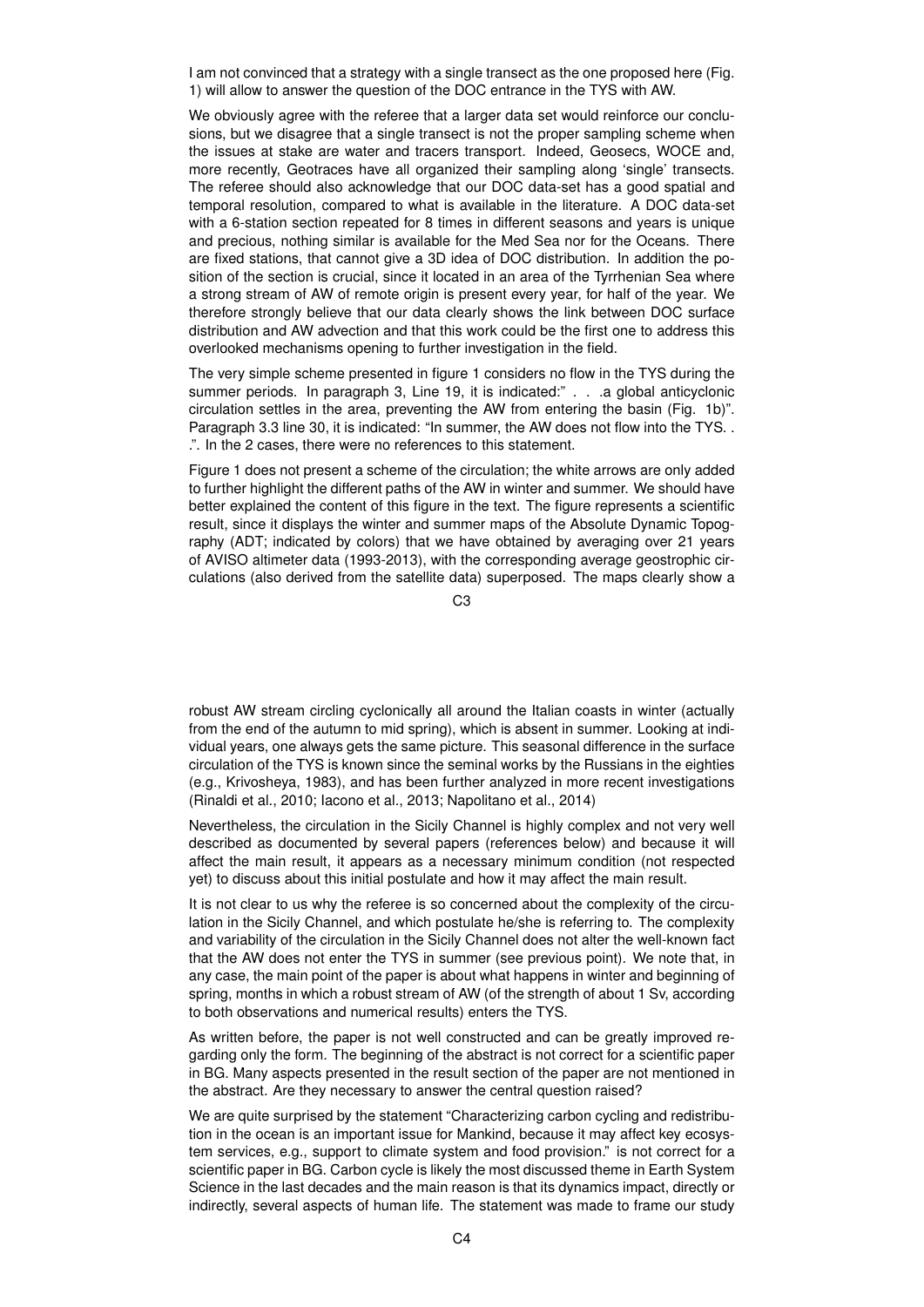I am not convinced that a strategy with a single transect as the one proposed here (Fig. 1) will allow to answer the question of the DOC entrance in the TYS with AW.

We obviously agree with the referee that a larger data set would reinforce our conclusions, but we disagree that a single transect is not the proper sampling scheme when the issues at stake are water and tracers transport. Indeed, Geosecs, WOCE and, more recently, Geotraces have all organized their sampling along 'single' transects. The referee should also acknowledge that our DOC data-set has a good spatial and temporal resolution, compared to what is available in the literature. A DOC data-set with a 6-station section repeated for 8 times in different seasons and years is unique and precious, nothing similar is available for the Med Sea nor for the Oceans. There are fixed stations, that cannot give a 3D idea of DOC distribution. In addition the position of the section is crucial, since it located in an area of the Tyrrhenian Sea where a strong stream of AW of remote origin is present every year, for half of the year. We therefore strongly believe that our data clearly shows the link between DOC surface distribution and AW advection and that this work could be the first one to address this overlooked mechanisms opening to further investigation in the field.

The very simple scheme presented in figure 1 considers no flow in the TYS during the summer periods. In paragraph 3, Line 19, it is indicated:" . . .a global anticyclonic circulation settles in the area, preventing the AW from entering the basin (Fig. 1b)". Paragraph 3.3 line 30, it is indicated: "In summer, the AW does not flow into the TYS. . .". In the 2 cases, there were no references to this statement.

Figure 1 does not present a scheme of the circulation; the white arrows are only added to further highlight the different paths of the AW in winter and summer. We should have better explained the content of this figure in the text. The figure represents a scientific result, since it displays the winter and summer maps of the Absolute Dynamic Topography (ADT; indicated by colors) that we have obtained by averaging over 21 years of AVISO altimeter data (1993-2013), with the corresponding average geostrophic circulations (also derived from the satellite data) superposed. The maps clearly show a robust AW stream circling cyclonically all around the Italian coasts in winter (actually from the end of the autumn to mid spring), which is absent in summer. Looking at individual years, one always gets the same picture. This seasonal difference in the surface circulation of the TYS is known since the seminal works by the Russians in the eighties (e.g., Krivosheya, 1983), and has been further analyzed in more recent investigations (Rinaldi et al., 2010; Iacono et al., 2013; Napolitano et al., 2014)

Nevertheless, the circulation in the Sicily Channel is highly complex and not very well described as documented by several papers (references below) and because it will affect the main result, it appears as a necessary minimum condition (not respected yet) to discuss about this initial postulate and how it may affect the main result.

It is not clear to us why the referee is so concerned about the complexity of the circulation in the Sicily Channel, and which postulate he/she is referring to. The complexity and variability of the circulation in the Sicily Channel does not alter the well-known fact that the AW does not enter the TYS in summer (see previous point). We note that, in any case, the main point of the paper is about what happens in winter and beginning of spring, months in which a robust stream of AW (of the strength of about 1 Sv, according to both observations and numerical results) enters the TYS.

As written before, the paper is not well constructed and can be greatly improved regarding only the form. The beginning of the abstract is not correct for a scientific paper in BG. Many aspects presented in the result section of the paper are not mentioned in the abstract. Are they necessary to answer the central question raised?

We are quite surprised by the statement "Characterizing carbon cycling and redistribution in the ocean is an important issue for Mankind, because it may affect key ecosystem services, e.g., support to climate system and food provision." is not correct for a scientific paper in BG. Carbon cycle is likely the most discussed theme in Earth System Science in the last decades and the main reason is that its dynamics impact, directly or indirectly, several aspects of human life. The statement was made to frame our study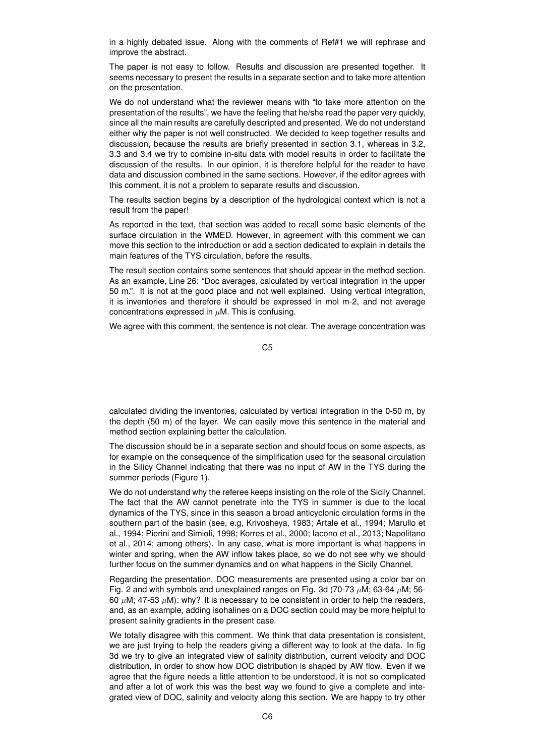in a highly debated issue. Along with the comments of Ref#1 we will rephrase and improve the abstract.

The paper is not easy to follow. Results and discussion are presented together. It seems necessary to present the results in a separate section and to take more attention on the presentation.

We do not understand what the reviewer means with "to take more attention on the presentation of the results", we have the feeling that he/she read the paper very quickly, since all the main results are carefully descripted and presented. We do not understand either why the paper is not well constructed. We decided to keep together results and discussion, because the results are briefly presented in section 3.1, whereas in 3.2, 3.3 and 3.4 we try to combine in-situ data with model results in order to facilitate the discussion of the results. In our opinion, it is therefore helpful for the reader to have data and discussion combined in the same sections. However, if the editor agrees with this comment, it is not a problem to separate results and discussion.

The results section begins by a description of the hydrological context which is not a result from the paper!

As reported in the text, that section was added to recall some basic elements of the surface circulation in the WMED. However, in agreement with this comment we can move this section to the introduction or add a section dedicated to explain in details the main features of the TYS circulation, before the results.

The result section contains some sentences that should appear in the method section. As an example, Line 26: "Doc averages, calculated by vertical integration in the upper 50 m.". It is not at the good place and not well explained. Using vertical integration, it is inventories and therefore it should be expressed in mol m-2, and not average concentrations expressed in $\mu$M. This is confusing.

We agree with this comment, the sentence is not clear. The average concentration was calculated dividing the inventories, calculated by vertical integration in the 0-50 m, by the depth (50 m) of the layer. We can easily move this sentence in the material and method section explaining better the calculation.

The discussion should be in a separate section and should focus on some aspects, as for example on the consequence of the simplification used for the seasonal circulation in the Silicy Channel indicating that there was no input of AW in the TYS during the summer periods (Figure 1).

We do not understand why the referee keeps insisting on the role of the Sicily Channel. The fact that the AW cannot penetrate into the TYS in summer is due to the local dynamics of the TYS, since in this season a broad anticyclonic circulation forms in the southern part of the basin (see, e.g, Krivosheya, 1983; Artale et al., 1994; Marullo et al., 1994; Pierini and Simioli, 1998; Korres et al., 2000; Iacono et al., 2013; Napolitano et al., 2014; among others). In any case, what is more important is what happens in winter and spring, when the AW inflow takes place, so we do not see why we should further focus on the summer dynamics and on what happens in the Sicily Channel.

Regarding the presentation, DOC measurements are presented using a color bar on Fig. 2 and with symbols and unexplained ranges on Fig. 3d (70-73 $\mu$M; 63-64 $\mu$M; 56-60 $\mu$M; 47-53 $\mu$M): why? It is necessary to be consistent in order to help the readers, and, as an example, adding isohalines on a DOC section could may be more helpful to present salinity gradients in the present case.

We totally disagree with this comment. We think that data presentation is consistent, we are just trying to help the readers giving a different way to look at the data. In fig 3d we try to give an integrated view of salinity distribution, current velocity and DOC distribution, in order to show how DOC distribution is shaped by AW flow. Even if we agree that the figure needs a little attention to be understood, it is not so complicated and after a lot of work this was the best way we found to give a complete and integrated view of DOC, salinity and velocity along this section. We are happy to try other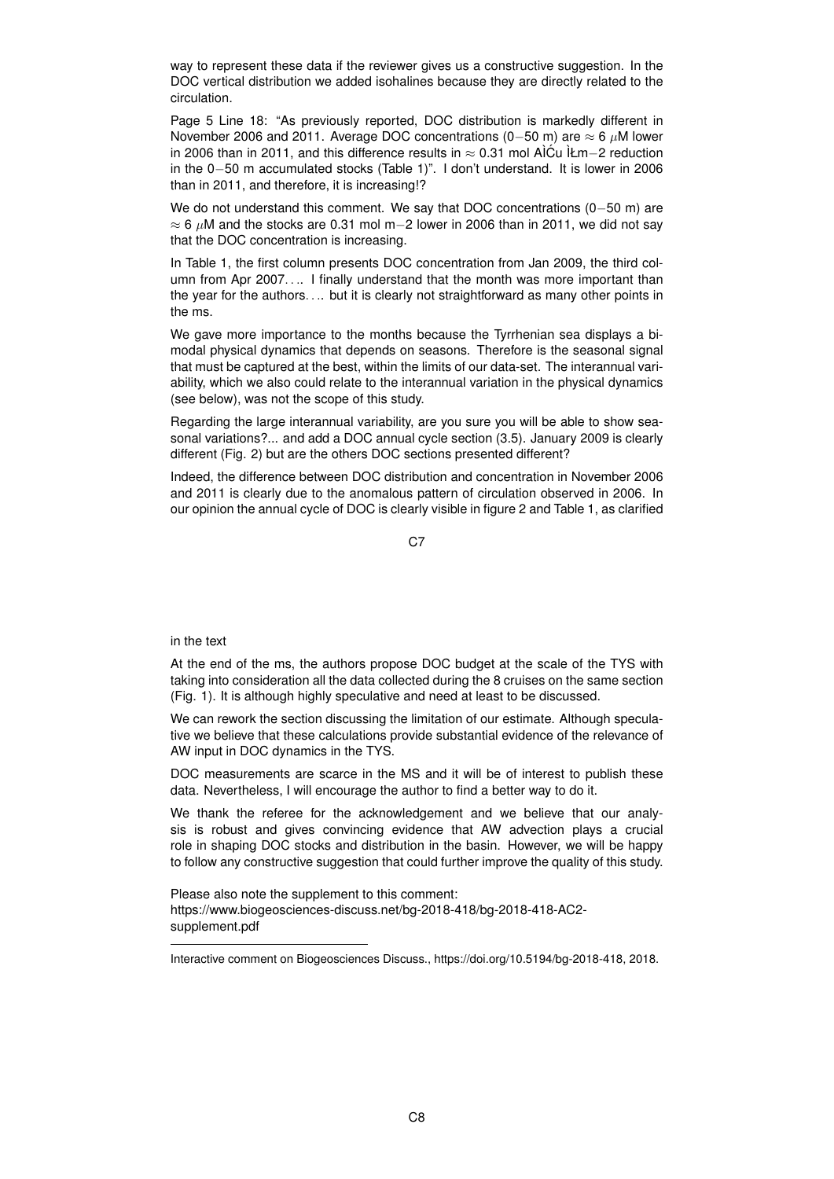way to represent these data if the reviewer gives us a constructive suggestion. In the DOC vertical distribution we added isohalines because they are directly related to the circulation.

Page 5 Line 18: "As previously reported, DOC distribution is markedly different in November 2006 and 2011. Average DOC concentrations (0−50 m) are ≈ 6 $\mu$M lower in 2006 than in 2011, and this difference results in ≈ 0.31 mol AÌĆu ÌŁm−2 reduction in the 0−50 m accumulated stocks (Table 1)". I don't understand. It is lower in 2006 than in 2011, and therefore, it is increasing!?

We do not understand this comment. We say that DOC concentrations (0−50 m) are ≈ 6 $\mu$M and the stocks are 0.31 mol m−2 lower in 2006 than in 2011, we did not say that the DOC concentration is increasing.

In Table 1, the first column presents DOC concentration from Jan 2009, the third column from Apr 2007. . .. I finally understand that the month was more important than the year for the authors. . .. but it is clearly not straightforward as many other points in the ms.

We gave more importance to the months because the Tyrrhenian sea displays a bimodal physical dynamics that depends on seasons. Therefore is the seasonal signal that must be captured at the best, within the limits of our data-set. The interannual variability, which we also could relate to the interannual variation in the physical dynamics (see below), was not the scope of this study.

Regarding the large interannual variability, are you sure you will be able to show seasonal variations?... and add a DOC annual cycle section (3.5). January 2009 is clearly different (Fig. 2) but are the others DOC sections presented different?

Indeed, the difference between DOC distribution and concentration in November 2006 and 2011 is clearly due to the anomalous pattern of circulation observed in 2006. In our opinion the annual cycle of DOC is clearly visible in figure 2 and Table 1, as clarified in the text

At the end of the ms, the authors propose DOC budget at the scale of the TYS with taking into consideration all the data collected during the 8 cruises on the same section (Fig. 1). It is although highly speculative and need at least to be discussed.

We can rework the section discussing the limitation of our estimate. Although speculative we believe that these calculations provide substantial evidence of the relevance of AW input in DOC dynamics in the TYS.

DOC measurements are scarce in the MS and it will be of interest to publish these data. Nevertheless, I will encourage the author to find a better way to do it.

We thank the referee for the acknowledgement and we believe that our analysis is robust and gives convincing evidence that AW advection plays a crucial role in shaping DOC stocks and distribution in the basin. However, we will be happy to follow any constructive suggestion that could further improve the quality of this study.

Please also note the supplement to this comment:
https://www.biogeosciences-discuss.net/bg-2018-418/bg-2018-418-AC2-supplement.pdf

---

Interactive comment on Biogeosciences Discuss., https://doi.org/10.5194/bg-2018-418, 2018.